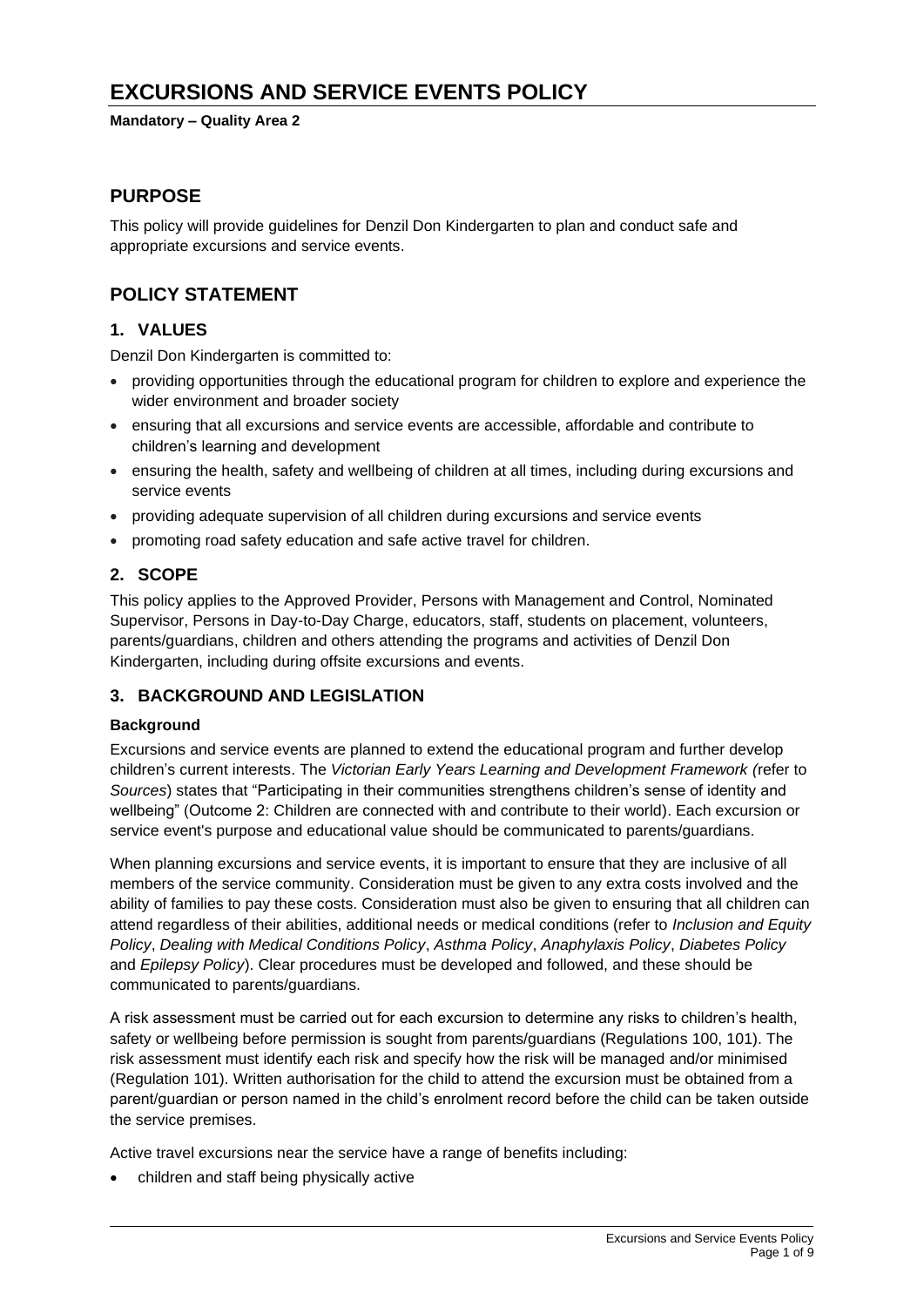# EXCURSIONS AND SERVICE EVENTS POLICY

**Mandatory – Quality Area 2**

## PURPOSE

This policy will provide guidelines for Denzil Don Kindergarten to plan and conduct safe and appropriate excursions and service events.

## POLICY STATEMENT

### 1. VALUES

Denzil Don Kindergarten is committed to:

- providing opportunities through the educational program for children to explore and experience the wider environment and broader society
- ensuring that all excursions and service events are accessible, affordable and contribute to children's learning and development
- ensuring the health, safety and wellbeing of children at all times, including during excursions and service events
- providing adequate supervision of all children during excursions and service events
- promoting road safety education and safe active travel for children.

### 2. SCOPE

This policy applies to the Approved Provider, Persons with Management and Control, Nominated Supervisor, Persons in Day-to-Day Charge, educators, staff, students on placement, volunteers, parents/guardians, children and others attending the programs and activities of Denzil Don Kindergarten, including during offsite excursions and events.

### 3. BACKGROUND AND LEGISLATION

#### Background

Excursions and service events are planned to extend the educational program and further develop children's current interests. The *Victorian Early Years Learning and Development Framework (*refer to *Sources*) states that "Participating in their communities strengthens children's sense of identity and wellbeing" (Outcome 2: Children are connected with and contribute to their world). Each excursion or service event's purpose and educational value should be communicated to parents/guardians.

When planning excursions and service events, it is important to ensure that they are inclusive of all members of the service community. Consideration must be given to any extra costs involved and the ability of families to pay these costs. Consideration must also be given to ensuring that all children can attend regardless of their abilities, additional needs or medical conditions (refer to *Inclusion and Equity Policy*, *Dealing with Medical Conditions Policy*, *Asthma Policy*, *Anaphylaxis Policy*, *Diabetes Policy* and *Epilepsy Policy*). Clear procedures must be developed and followed, and these should be communicated to parents/guardians.

A risk assessment must be carried out for each excursion to determine any risks to children's health, safety or wellbeing before permission is sought from parents/guardians (Regulations 100, 101). The risk assessment must identify each risk and specify how the risk will be managed and/or minimised (Regulation 101). Written authorisation for the child to attend the excursion must be obtained from a parent/guardian or person named in the child's enrolment record before the child can be taken outside the service premises.

Active travel excursions near the service have a range of benefits including:

- children and staff being physically active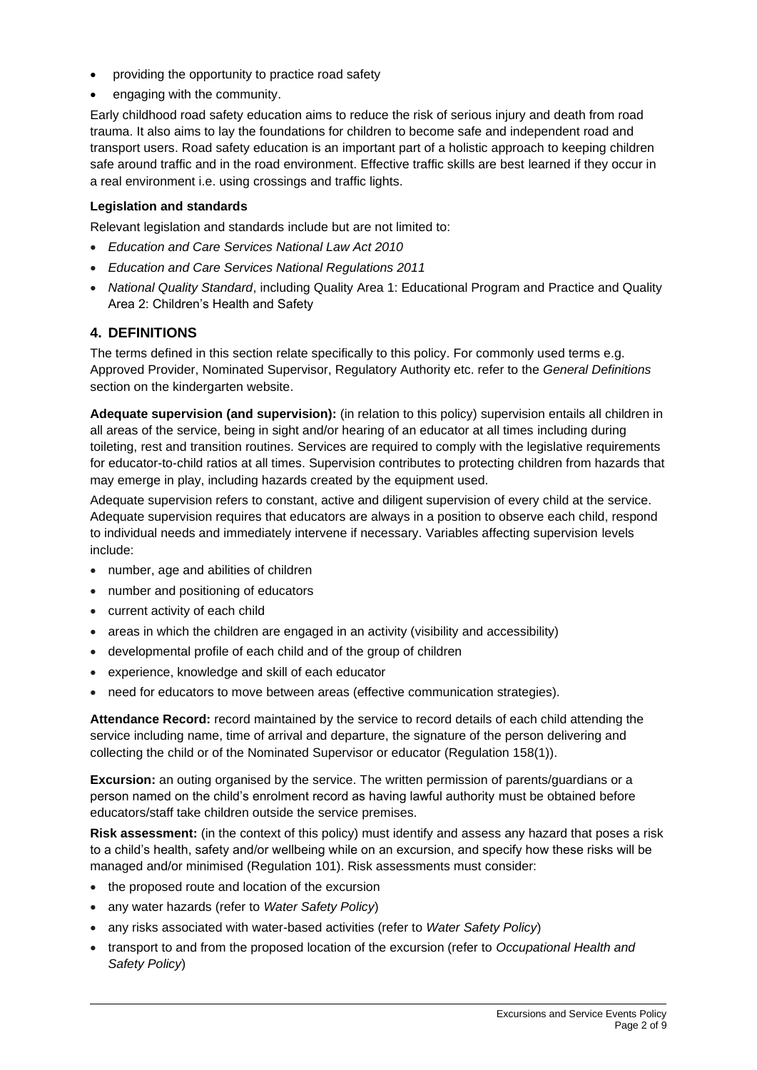- providing the opportunity to practice road safety
- engaging with the community.

Early childhood road safety education aims to reduce the risk of serious injury and death from road trauma. It also aims to lay the foundations for children to become safe and independent road and transport users. Road safety education is an important part of a holistic approach to keeping children safe around traffic and in the road environment. Effective traffic skills are best learned if they occur in a real environment i.e. using crossings and traffic lights.

**Legislation and standards**

Relevant legislation and standards include but are not limited to:

- *Education and Care Services National Law Act 2010*
- *Education and Care Services National Regulations 2011*
- *National Quality Standard*, including Quality Area 1: Educational Program and Practice and Quality Area 2: Children's Health and Safety

## 4. DEFINITIONS

The terms defined in this section relate specifically to this policy. For commonly used terms e.g. Approved Provider, Nominated Supervisor, Regulatory Authority etc. refer to the *General Definitions* section on the kindergarten website.

**Adequate supervision (and supervision):** (in relation to this policy) supervision entails all children in all areas of the service, being in sight and/or hearing of an educator at all times including during toileting, rest and transition routines. Services are required to comply with the legislative requirements for educator-to-child ratios at all times. Supervision contributes to protecting children from hazards that may emerge in play, including hazards created by the equipment used.

Adequate supervision refers to constant, active and diligent supervision of every child at the service. Adequate supervision requires that educators are always in a position to observe each child, respond to individual needs and immediately intervene if necessary. Variables affecting supervision levels include:

- number, age and abilities of children
- number and positioning of educators
- current activity of each child
- areas in which the children are engaged in an activity (visibility and accessibility)
- developmental profile of each child and of the group of children
- experience, knowledge and skill of each educator
- need for educators to move between areas (effective communication strategies).

**Attendance Record:** record maintained by the service to record details of each child attending the service including name, time of arrival and departure, the signature of the person delivering and collecting the child or of the Nominated Supervisor or educator (Regulation 158(1)).

**Excursion:** an outing organised by the service. The written permission of parents/guardians or a person named on the child's enrolment record as having lawful authority must be obtained before educators/staff take children outside the service premises.

**Risk assessment:** (in the context of this policy) must identify and assess any hazard that poses a risk to a child's health, safety and/or wellbeing while on an excursion, and specify how these risks will be managed and/or minimised (Regulation 101). Risk assessments must consider:

- the proposed route and location of the excursion
- any water hazards (refer to *Water Safety Policy*)
- any risks associated with water-based activities (refer to *Water Safety Policy*)
- transport to and from the proposed location of the excursion (refer to *Occupational Health and Safety Policy*)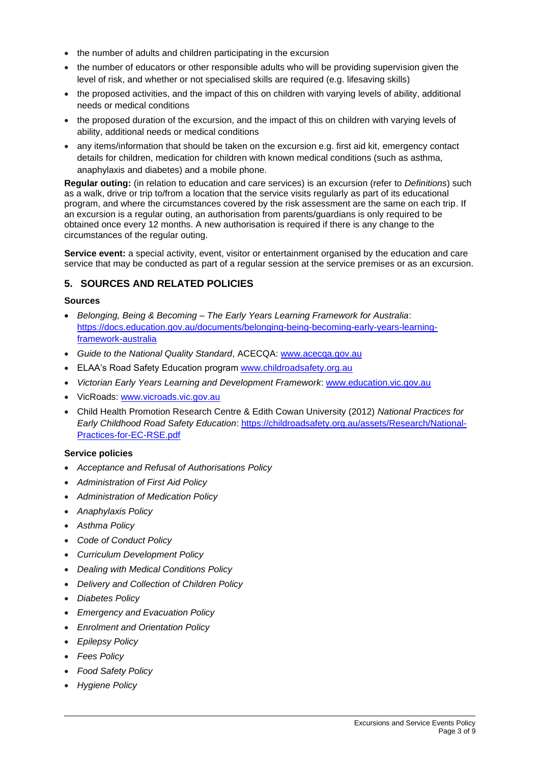- the number of adults and children participating in the excursion
- the number of educators or other responsible adults who will be providing supervision given the level of risk, and whether or not specialised skills are required (e.g. lifesaving skills)
- the proposed activities, and the impact of this on children with varying levels of ability, additional needs or medical conditions
- the proposed duration of the excursion, and the impact of this on children with varying levels of ability, additional needs or medical conditions
- any items/information that should be taken on the excursion e.g. first aid kit, emergency contact details for children, medication for children with known medical conditions (such as asthma, anaphylaxis and diabetes) and a mobile phone.

**Regular outing:** (in relation to education and care services) is an excursion (refer to *Definitions*) such as a walk, drive or trip to/from a location that the service visits regularly as part of its educational program, and where the circumstances covered by the risk assessment are the same on each trip. If an excursion is a regular outing, an authorisation from parents/guardians is only required to be obtained once every 12 months. A new authorisation is required if there is any change to the circumstances of the regular outing.

**Service event:** a special activity, event, visitor or entertainment organised by the education and care service that may be conducted as part of a regular session at the service premises or as an excursion.

## 5. SOURCES AND RELATED POLICIES

### Sources

- *Belonging, Being & Becoming – The Early Years Learning Framework for Australia*: https://docs.education.gov.au/documents/belonging-being-becoming-early-years-learning-framework-australia
- *Guide to the National Quality Standard*, ACECQA: www.acecqa.gov.au
- ELAA's Road Safety Education program www.childroadsafety.org.au
- *Victorian Early Years Learning and Development Framework*: www.education.vic.gov.au
- VicRoads: www.vicroads.vic.gov.au
- Child Health Promotion Research Centre & Edith Cowan University (2012) *National Practices for Early Childhood Road Safety Education*: https://childroadsafety.org.au/assets/Research/National-Practices-for-EC-RSE.pdf

### Service policies

- *Acceptance and Refusal of Authorisations Policy*
- *Administration of First Aid Policy*
- *Administration of Medication Policy*
- *Anaphylaxis Policy*
- *Asthma Policy*
- *Code of Conduct Policy*
- *Curriculum Development Policy*
- *Dealing with Medical Conditions Policy*
- *Delivery and Collection of Children Policy*
- *Diabetes Policy*
- *Emergency and Evacuation Policy*
- *Enrolment and Orientation Policy*
- *Epilepsy Policy*
- *Fees Policy*
- *Food Safety Policy*
- *Hygiene Policy*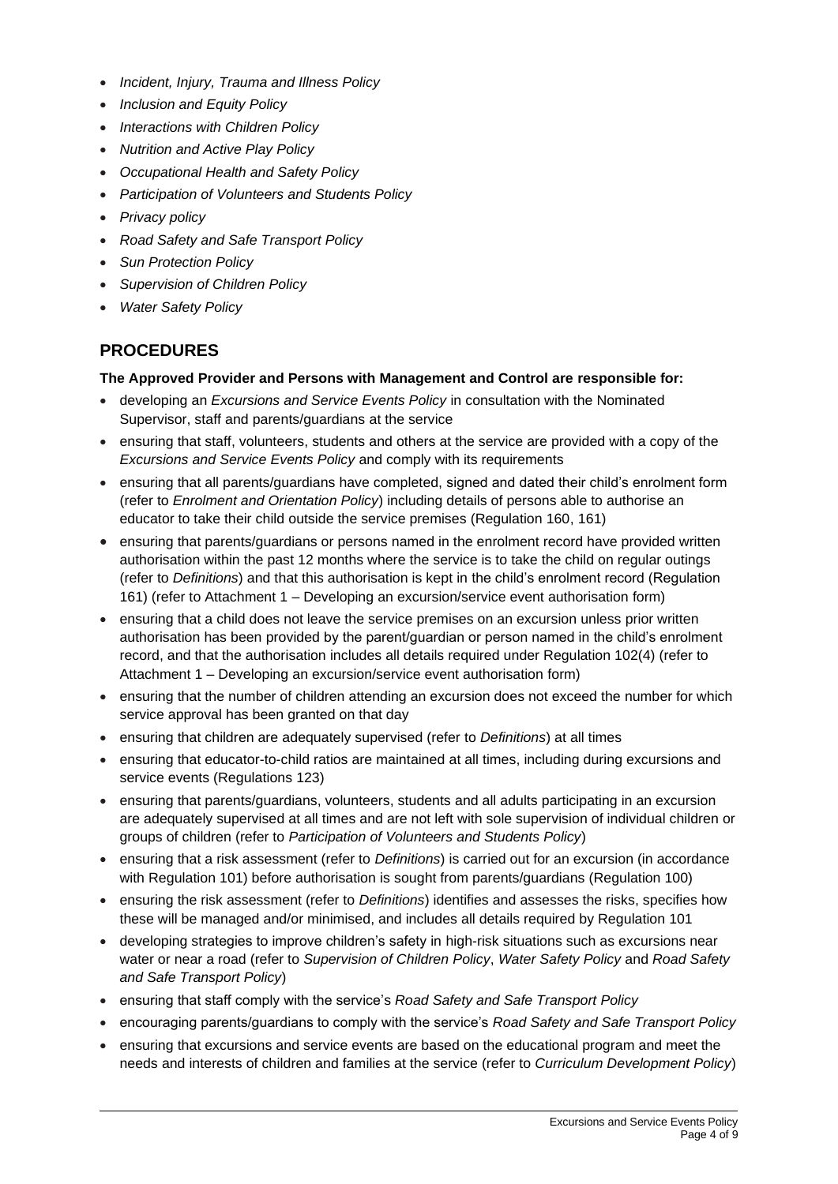- *Incident, Injury, Trauma and Illness Policy*
- *Inclusion and Equity Policy*
- *Interactions with Children Policy*
- *Nutrition and Active Play Policy*
- *Occupational Health and Safety Policy*
- *Participation of Volunteers and Students Policy*
- *Privacy policy*
- *Road Safety and Safe Transport Policy*
- *Sun Protection Policy*
- *Supervision of Children Policy*
- *Water Safety Policy*

## PROCEDURES

**The Approved Provider and Persons with Management and Control are responsible for:**

- developing an *Excursions and Service Events Policy* in consultation with the Nominated Supervisor, staff and parents/guardians at the service
- ensuring that staff, volunteers, students and others at the service are provided with a copy of the *Excursions and Service Events Policy* and comply with its requirements
- ensuring that all parents/guardians have completed, signed and dated their child's enrolment form (refer to *Enrolment and Orientation Policy*) including details of persons able to authorise an educator to take their child outside the service premises (Regulation 160, 161)
- ensuring that parents/guardians or persons named in the enrolment record have provided written authorisation within the past 12 months where the service is to take the child on regular outings (refer to *Definitions*) and that this authorisation is kept in the child's enrolment record (Regulation 161) (refer to Attachment 1 – Developing an excursion/service event authorisation form)
- ensuring that a child does not leave the service premises on an excursion unless prior written authorisation has been provided by the parent/guardian or person named in the child's enrolment record, and that the authorisation includes all details required under Regulation 102(4) (refer to Attachment 1 – Developing an excursion/service event authorisation form)
- ensuring that the number of children attending an excursion does not exceed the number for which service approval has been granted on that day
- ensuring that children are adequately supervised (refer to *Definitions*) at all times
- ensuring that educator-to-child ratios are maintained at all times, including during excursions and service events (Regulations 123)
- ensuring that parents/guardians, volunteers, students and all adults participating in an excursion are adequately supervised at all times and are not left with sole supervision of individual children or groups of children (refer to *Participation of Volunteers and Students Policy*)
- ensuring that a risk assessment (refer to *Definitions*) is carried out for an excursion (in accordance with Regulation 101) before authorisation is sought from parents/guardians (Regulation 100)
- ensuring the risk assessment (refer to *Definitions*) identifies and assesses the risks, specifies how these will be managed and/or minimised, and includes all details required by Regulation 101
- developing strategies to improve children's safety in high-risk situations such as excursions near water or near a road (refer to *Supervision of Children Policy*, *Water Safety Policy* and *Road Safety and Safe Transport Policy*)
- ensuring that staff comply with the service's *Road Safety and Safe Transport Policy*
- encouraging parents/guardians to comply with the service's *Road Safety and Safe Transport Policy*
- ensuring that excursions and service events are based on the educational program and meet the needs and interests of children and families at the service (refer to *Curriculum Development Policy*)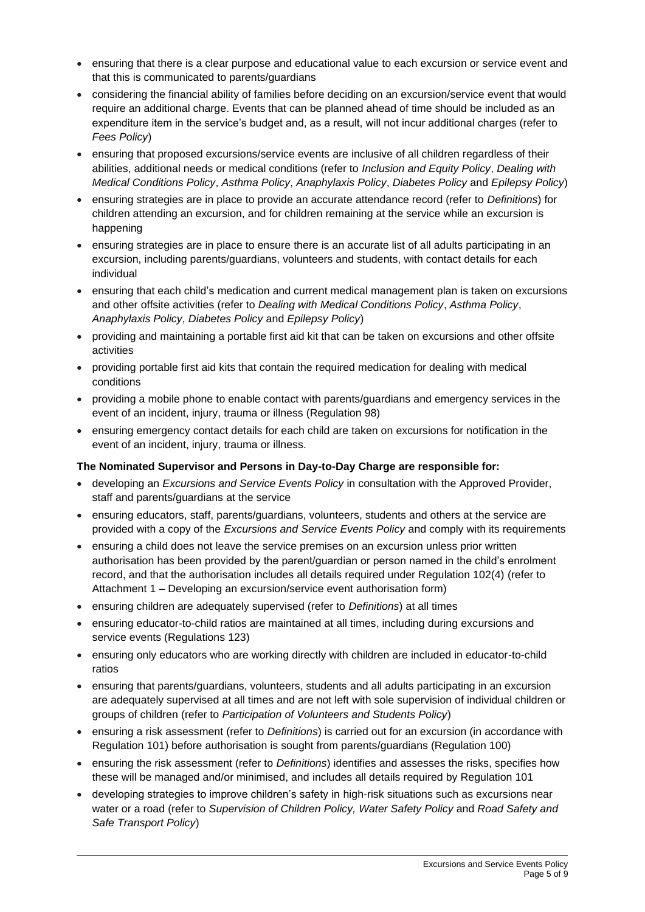- ensuring that there is a clear purpose and educational value to each excursion or service event and that this is communicated to parents/guardians
- considering the financial ability of families before deciding on an excursion/service event that would require an additional charge. Events that can be planned ahead of time should be included as an expenditure item in the service's budget and, as a result, will not incur additional charges (refer to *Fees Policy*)
- ensuring that proposed excursions/service events are inclusive of all children regardless of their abilities, additional needs or medical conditions (refer to *Inclusion and Equity Policy*, *Dealing with Medical Conditions Policy*, *Asthma Policy*, *Anaphylaxis Policy*, *Diabetes Policy* and *Epilepsy Policy*)
- ensuring strategies are in place to provide an accurate attendance record (refer to *Definitions*) for children attending an excursion, and for children remaining at the service while an excursion is happening
- ensuring strategies are in place to ensure there is an accurate list of all adults participating in an excursion, including parents/guardians, volunteers and students, with contact details for each individual
- ensuring that each child's medication and current medical management plan is taken on excursions and other offsite activities (refer to *Dealing with Medical Conditions Policy*, *Asthma Policy*, *Anaphylaxis Policy*, *Diabetes Policy* and *Epilepsy Policy*)
- providing and maintaining a portable first aid kit that can be taken on excursions and other offsite activities
- providing portable first aid kits that contain the required medication for dealing with medical conditions
- providing a mobile phone to enable contact with parents/guardians and emergency services in the event of an incident, injury, trauma or illness (Regulation 98)
- ensuring emergency contact details for each child are taken on excursions for notification in the event of an incident, injury, trauma or illness.

**The Nominated Supervisor and Persons in Day-to-Day Charge are responsible for:**

- developing an *Excursions and Service Events Policy* in consultation with the Approved Provider, staff and parents/guardians at the service
- ensuring educators, staff, parents/guardians, volunteers, students and others at the service are provided with a copy of the *Excursions and Service Events Policy* and comply with its requirements
- ensuring a child does not leave the service premises on an excursion unless prior written authorisation has been provided by the parent/guardian or person named in the child's enrolment record, and that the authorisation includes all details required under Regulation 102(4) (refer to Attachment 1 – Developing an excursion/service event authorisation form)
- ensuring children are adequately supervised (refer to *Definitions*) at all times
- ensuring educator-to-child ratios are maintained at all times, including during excursions and service events (Regulations 123)
- ensuring only educators who are working directly with children are included in educator-to-child ratios
- ensuring that parents/guardians, volunteers, students and all adults participating in an excursion are adequately supervised at all times and are not left with sole supervision of individual children or groups of children (refer to *Participation of Volunteers and Students Policy*)
- ensuring a risk assessment (refer to *Definitions*) is carried out for an excursion (in accordance with Regulation 101) before authorisation is sought from parents/guardians (Regulation 100)
- ensuring the risk assessment (refer to *Definitions*) identifies and assesses the risks, specifies how these will be managed and/or minimised, and includes all details required by Regulation 101
- developing strategies to improve children's safety in high-risk situations such as excursions near water or a road (refer to *Supervision of Children Policy, Water Safety Policy* and *Road Safety and Safe Transport Policy*)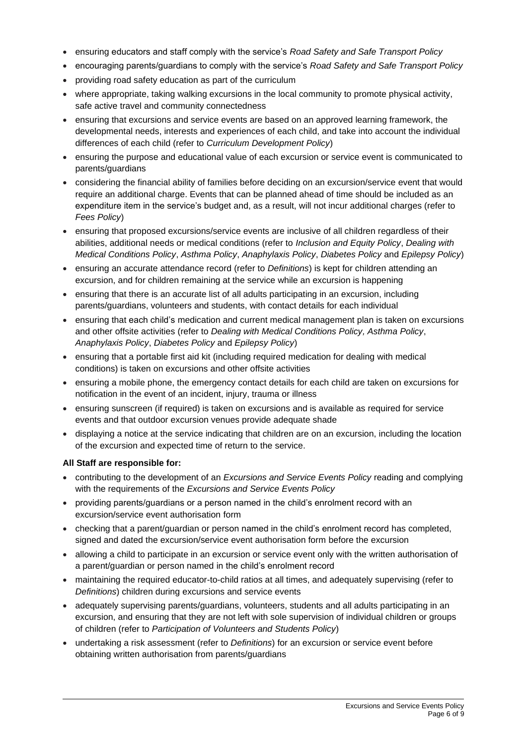- ensuring educators and staff comply with the service's *Road Safety and Safe Transport Policy*
- encouraging parents/guardians to comply with the service's *Road Safety and Safe Transport Policy*
- providing road safety education as part of the curriculum
- where appropriate, taking walking excursions in the local community to promote physical activity, safe active travel and community connectedness
- ensuring that excursions and service events are based on an approved learning framework, the developmental needs, interests and experiences of each child, and take into account the individual differences of each child (refer to *Curriculum Development Policy*)
- ensuring the purpose and educational value of each excursion or service event is communicated to parents/guardians
- considering the financial ability of families before deciding on an excursion/service event that would require an additional charge. Events that can be planned ahead of time should be included as an expenditure item in the service's budget and, as a result, will not incur additional charges (refer to *Fees Policy*)
- ensuring that proposed excursions/service events are inclusive of all children regardless of their abilities, additional needs or medical conditions (refer to *Inclusion and Equity Policy*, *Dealing with Medical Conditions Policy*, *Asthma Policy*, *Anaphylaxis Policy*, *Diabetes Policy* and *Epilepsy Policy*)
- ensuring an accurate attendance record (refer to *Definitions*) is kept for children attending an excursion, and for children remaining at the service while an excursion is happening
- ensuring that there is an accurate list of all adults participating in an excursion, including parents/guardians, volunteers and students, with contact details for each individual
- ensuring that each child's medication and current medical management plan is taken on excursions and other offsite activities (refer to *Dealing with Medical Conditions Policy, Asthma Policy*, *Anaphylaxis Policy*, *Diabetes Policy* and *Epilepsy Policy*)
- ensuring that a portable first aid kit (including required medication for dealing with medical conditions) is taken on excursions and other offsite activities
- ensuring a mobile phone, the emergency contact details for each child are taken on excursions for notification in the event of an incident, injury, trauma or illness
- ensuring sunscreen (if required) is taken on excursions and is available as required for service events and that outdoor excursion venues provide adequate shade
- displaying a notice at the service indicating that children are on an excursion, including the location of the excursion and expected time of return to the service.

**All Staff are responsible for:**

- contributing to the development of an *Excursions and Service Events Policy* reading and complying with the requirements of the *Excursions and Service Events Policy*
- providing parents/guardians or a person named in the child's enrolment record with an excursion/service event authorisation form
- checking that a parent/guardian or person named in the child's enrolment record has completed, signed and dated the excursion/service event authorisation form before the excursion
- allowing a child to participate in an excursion or service event only with the written authorisation of a parent/guardian or person named in the child's enrolment record
- maintaining the required educator-to-child ratios at all times, and adequately supervising (refer to *Definitions*) children during excursions and service events
- adequately supervising parents/guardians, volunteers, students and all adults participating in an excursion, and ensuring that they are not left with sole supervision of individual children or groups of children (refer to *Participation of Volunteers and Students Policy*)
- undertaking a risk assessment (refer to *Definitions*) for an excursion or service event before obtaining written authorisation from parents/guardians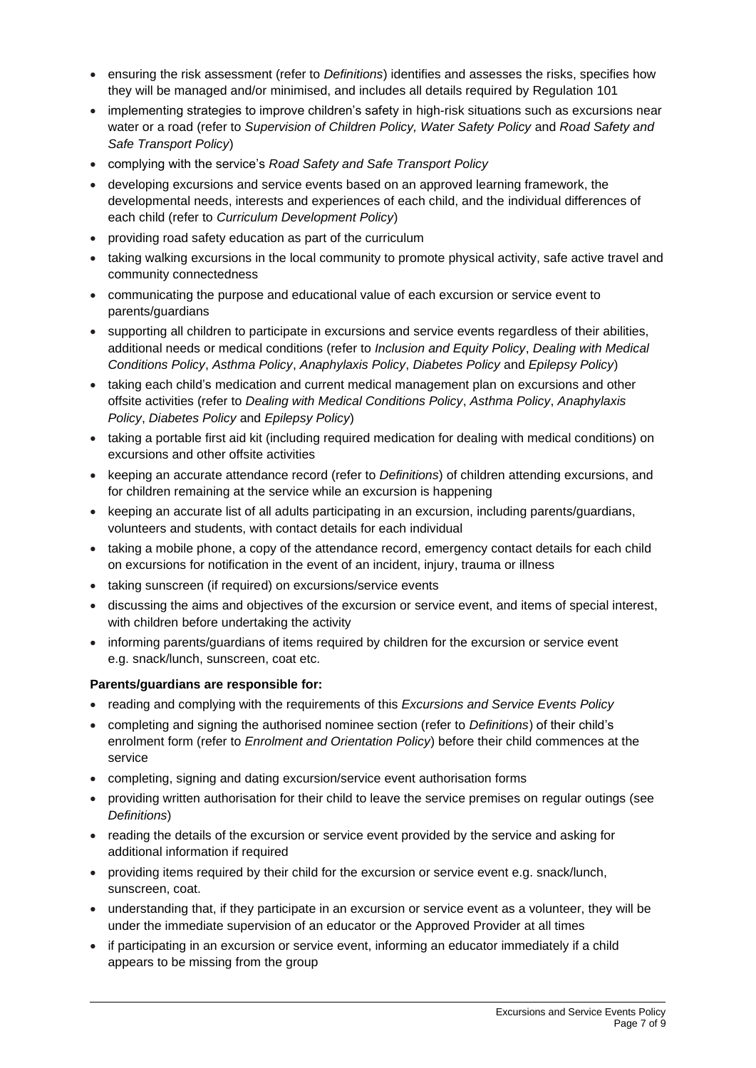- ensuring the risk assessment (refer to *Definitions*) identifies and assesses the risks, specifies how they will be managed and/or minimised, and includes all details required by Regulation 101
- implementing strategies to improve children's safety in high-risk situations such as excursions near water or a road (refer to *Supervision of Children Policy, Water Safety Policy* and *Road Safety and Safe Transport Policy*)
- complying with the service's *Road Safety and Safe Transport Policy*
- developing excursions and service events based on an approved learning framework, the developmental needs, interests and experiences of each child, and the individual differences of each child (refer to *Curriculum Development Policy*)
- providing road safety education as part of the curriculum
- taking walking excursions in the local community to promote physical activity, safe active travel and community connectedness
- communicating the purpose and educational value of each excursion or service event to parents/guardians
- supporting all children to participate in excursions and service events regardless of their abilities, additional needs or medical conditions (refer to *Inclusion and Equity Policy*, *Dealing with Medical Conditions Policy*, *Asthma Policy*, *Anaphylaxis Policy*, *Diabetes Policy* and *Epilepsy Policy*)
- taking each child's medication and current medical management plan on excursions and other offsite activities (refer to *Dealing with Medical Conditions Policy*, *Asthma Policy*, *Anaphylaxis Policy*, *Diabetes Policy* and *Epilepsy Policy*)
- taking a portable first aid kit (including required medication for dealing with medical conditions) on excursions and other offsite activities
- keeping an accurate attendance record (refer to *Definitions*) of children attending excursions, and for children remaining at the service while an excursion is happening
- keeping an accurate list of all adults participating in an excursion, including parents/guardians, volunteers and students, with contact details for each individual
- taking a mobile phone, a copy of the attendance record, emergency contact details for each child on excursions for notification in the event of an incident, injury, trauma or illness
- taking sunscreen (if required) on excursions/service events
- discussing the aims and objectives of the excursion or service event, and items of special interest, with children before undertaking the activity
- informing parents/guardians of items required by children for the excursion or service event e.g. snack/lunch, sunscreen, coat etc.

**Parents/guardians are responsible for:**

- reading and complying with the requirements of this *Excursions and Service Events Policy*
- completing and signing the authorised nominee section (refer to *Definitions*) of their child's enrolment form (refer to *Enrolment and Orientation Policy*) before their child commences at the service
- completing, signing and dating excursion/service event authorisation forms
- providing written authorisation for their child to leave the service premises on regular outings (see *Definitions*)
- reading the details of the excursion or service event provided by the service and asking for additional information if required
- providing items required by their child for the excursion or service event e.g. snack/lunch, sunscreen, coat.
- understanding that, if they participate in an excursion or service event as a volunteer, they will be under the immediate supervision of an educator or the Approved Provider at all times
- if participating in an excursion or service event, informing an educator immediately if a child appears to be missing from the group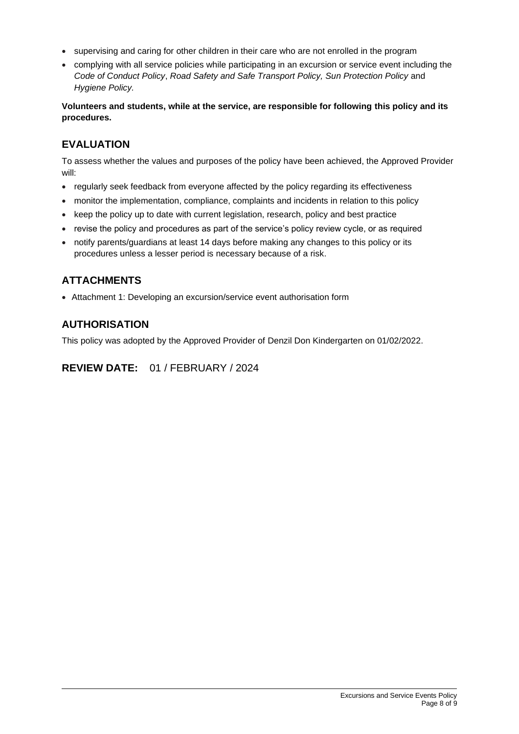- supervising and caring for other children in their care who are not enrolled in the program
- complying with all service policies while participating in an excursion or service event including the *Code of Conduct Policy*, *Road Safety and Safe Transport Policy, Sun Protection Policy* and *Hygiene Policy.*

**Volunteers and students, while at the service, are responsible for following this policy and its procedures.**

## EVALUATION

To assess whether the values and purposes of the policy have been achieved, the Approved Provider will:

- regularly seek feedback from everyone affected by the policy regarding its effectiveness
- monitor the implementation, compliance, complaints and incidents in relation to this policy
- keep the policy up to date with current legislation, research, policy and best practice
- revise the policy and procedures as part of the service's policy review cycle, or as required
- notify parents/guardians at least 14 days before making any changes to this policy or its procedures unless a lesser period is necessary because of a risk.

## ATTACHMENTS

- Attachment 1: Developing an excursion/service event authorisation form

## AUTHORISATION

This policy was adopted by the Approved Provider of Denzil Don Kindergarten on 01/02/2022.

## REVIEW DATE: 01 / FEBRUARY / 2024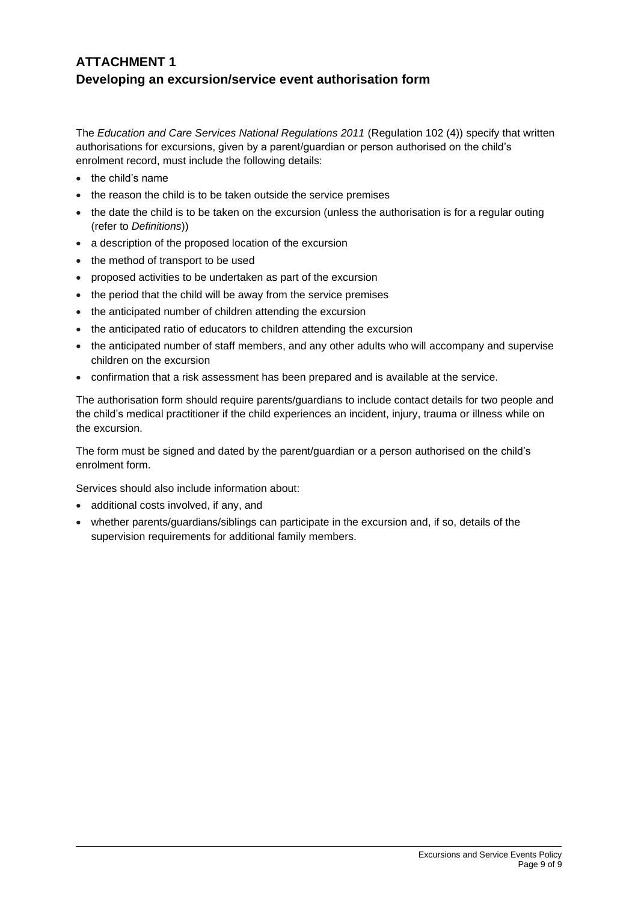## ATTACHMENT 1
## Developing an excursion/service event authorisation form

The *Education and Care Services National Regulations 2011* (Regulation 102 (4)) specify that written authorisations for excursions, given by a parent/guardian or person authorised on the child's enrolment record, must include the following details:

- the child's name
- the reason the child is to be taken outside the service premises
- the date the child is to be taken on the excursion (unless the authorisation is for a regular outing (refer to *Definitions*))
- a description of the proposed location of the excursion
- the method of transport to be used
- proposed activities to be undertaken as part of the excursion
- the period that the child will be away from the service premises
- the anticipated number of children attending the excursion
- the anticipated ratio of educators to children attending the excursion
- the anticipated number of staff members, and any other adults who will accompany and supervise children on the excursion
- confirmation that a risk assessment has been prepared and is available at the service.

The authorisation form should require parents/guardians to include contact details for two people and the child's medical practitioner if the child experiences an incident, injury, trauma or illness while on the excursion.

The form must be signed and dated by the parent/guardian or a person authorised on the child's enrolment form.

Services should also include information about:

- additional costs involved, if any, and
- whether parents/guardians/siblings can participate in the excursion and, if so, details of the supervision requirements for additional family members.